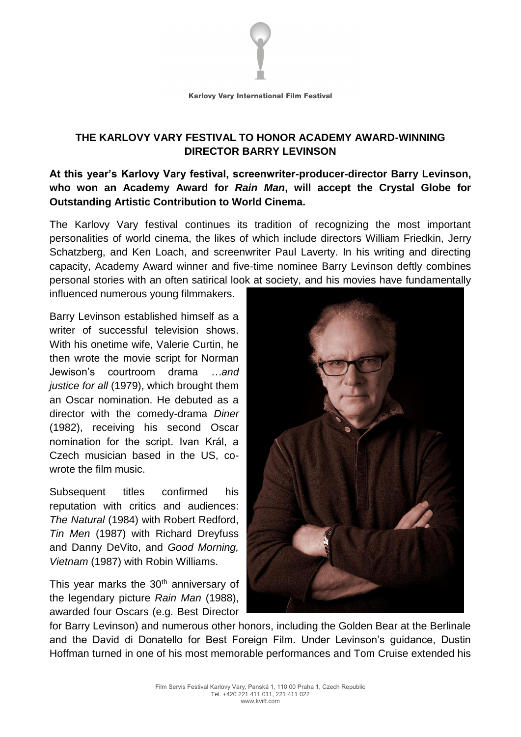Karlovy Vary International Film Festival

## THE KARLOVY VARY FESTIVAL TO HONOR ACADEMY AWARD-WINNING DIRECTOR BARRY LEVINSON

**At this year's Karlovy Vary festival, screenwriter-producer-director Barry Levinson, who won an Academy Award for *Rain Man*, will accept the Crystal Globe for Outstanding Artistic Contribution to World Cinema.**

The Karlovy Vary festival continues its tradition of recognizing the most important personalities of world cinema, the likes of which include directors William Friedkin, Jerry Schatzberg, and Ken Loach, and screenwriter Paul Laverty. In his writing and directing capacity, Academy Award winner and five-time nominee Barry Levinson deftly combines personal stories with an often satirical look at society, and his movies have fundamentally influenced numerous young filmmakers.

Barry Levinson established himself as a writer of successful television shows. With his onetime wife, Valerie Curtin, he then wrote the movie script for Norman Jewison's courtroom drama *…and justice for all* (1979), which brought them an Oscar nomination. He debuted as a director with the comedy-drama *Diner* (1982), receiving his second Oscar nomination for the script. Ivan Král, a Czech musician based in the US, co-wrote the film music.

Subsequent titles confirmed his reputation with critics and audiences: *The Natural* (1984) with Robert Redford, *Tin Men* (1987) with Richard Dreyfuss and Danny DeVito, and *Good Morning, Vietnam* (1987) with Robin Williams.

This year marks the 30th anniversary of the legendary picture *Rain Man* (1988), awarded four Oscars (e.g. Best Director for Barry Levinson) and numerous other honors, including the Golden Bear at the Berlinale and the David di Donatello for Best Foreign Film. Under Levinson's guidance, Dustin Hoffman turned in one of his most memorable performances and Tom Cruise extended his

Film Servis Festival Karlovy Vary, Panská 1, 110 00 Praha 1, Czech Republic
Tel. +420 221 411 011, 221 411 022
www.kviff.com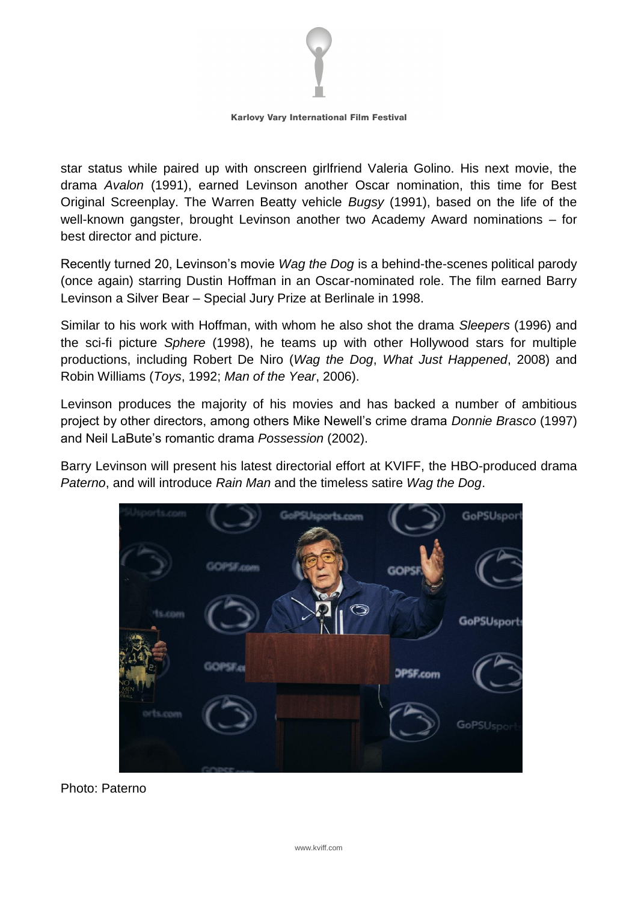star status while paired up with onscreen girlfriend Valeria Golino. His next movie, the drama *Avalon* (1991), earned Levinson another Oscar nomination, this time for Best Original Screenplay. The Warren Beatty vehicle *Bugsy* (1991), based on the life of the well-known gangster, brought Levinson another two Academy Award nominations – for best director and picture.

Recently turned 20, Levinson's movie *Wag the Dog* is a behind-the-scenes political parody (once again) starring Dustin Hoffman in an Oscar-nominated role. The film earned Barry Levinson a Silver Bear – Special Jury Prize at Berlinale in 1998.

Similar to his work with Hoffman, with whom he also shot the drama *Sleepers* (1996) and the sci-fi picture *Sphere* (1998), he teams up with other Hollywood stars for multiple productions, including Robert De Niro (*Wag the Dog*, *What Just Happened*, 2008) and Robin Williams (*Toys*, 1992; *Man of the Year*, 2006).

Levinson produces the majority of his movies and has backed a number of ambitious project by other directors, among others Mike Newell's crime drama *Donnie Brasco* (1997) and Neil LaBute's romantic drama *Possession* (2002).

Barry Levinson will present his latest directorial effort at KVIFF, the HBO-produced drama *Paterno*, and will introduce *Rain Man* and the timeless satire *Wag the Dog*.

Photo: Paterno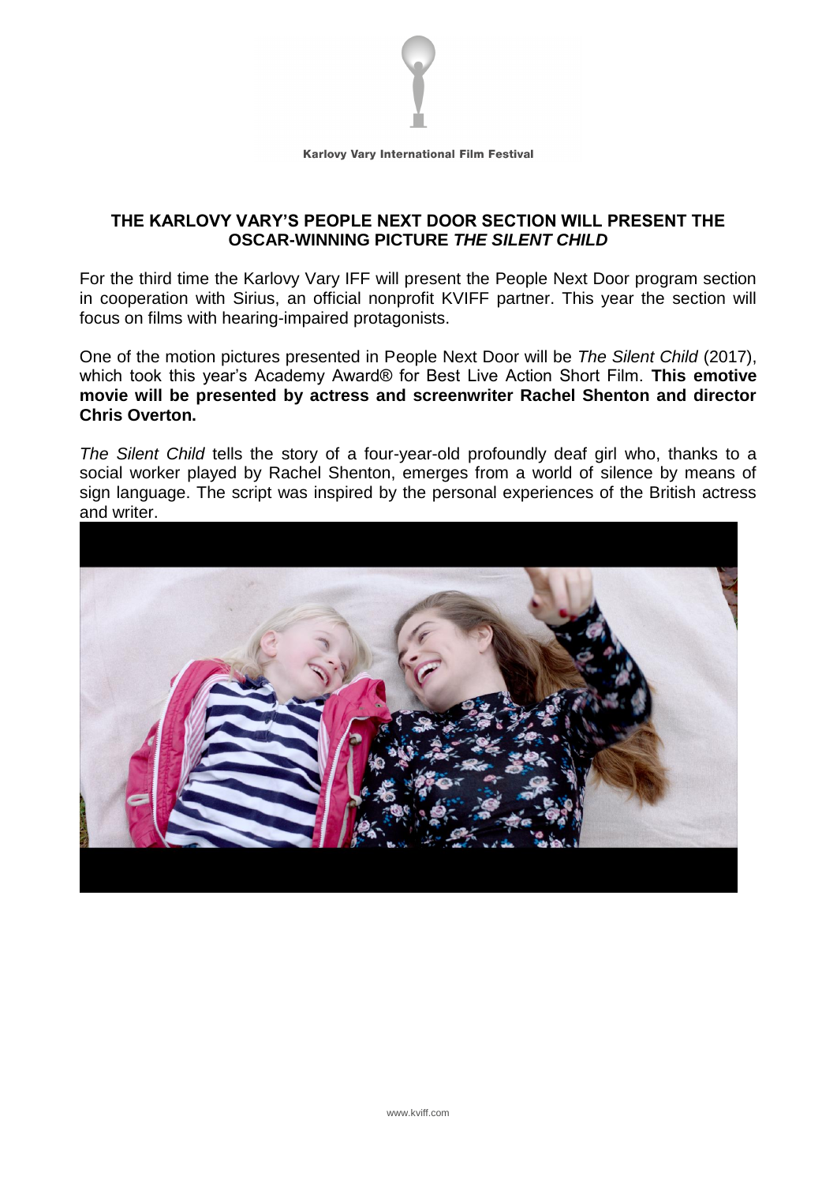Karlovy Vary International Film Festival

## THE KARLOVY VARY'S PEOPLE NEXT DOOR SECTION WILL PRESENT THE OSCAR-WINNING PICTURE *THE SILENT CHILD*

For the third time the Karlovy Vary IFF will present the People Next Door program section in cooperation with Sirius, an official nonprofit KVIFF partner. This year the section will focus on films with hearing-impaired protagonists.

One of the motion pictures presented in People Next Door will be *The Silent Child* (2017), which took this year's Academy Award® for Best Live Action Short Film. **This emotive movie will be presented by actress and screenwriter Rachel Shenton and director Chris Overton.**

*The Silent Child* tells the story of a four-year-old profoundly deaf girl who, thanks to a social worker played by Rachel Shenton, emerges from a world of silence by means of sign language. The script was inspired by the personal experiences of the British actress and writer.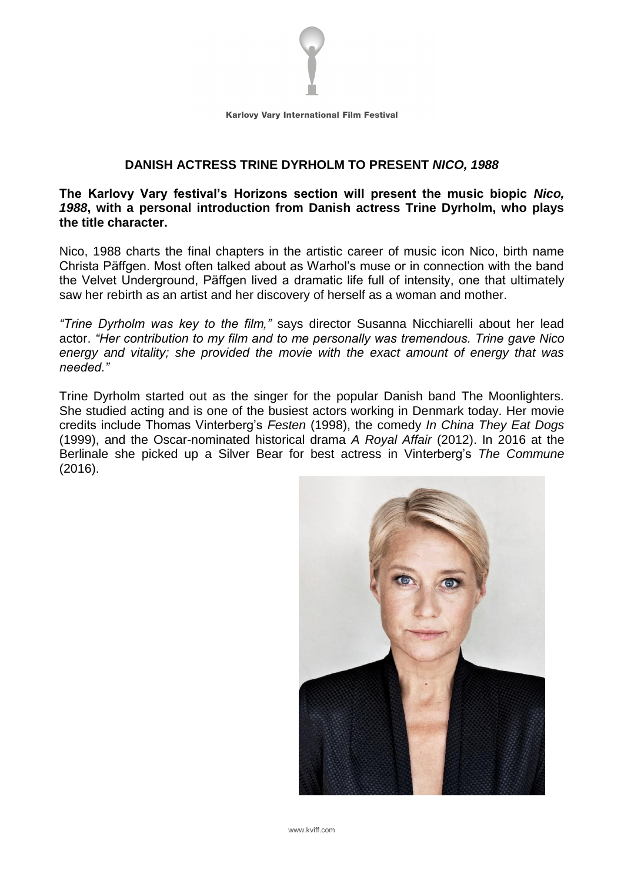## DANISH ACTRESS TRINE DYRHOLM TO PRESENT *NICO, 1988*

**The Karlovy Vary festival's Horizons section will present the music biopic *Nico, 1988*, with a personal introduction from Danish actress Trine Dyrholm, who plays the title character.**

Nico, 1988 charts the final chapters in the artistic career of music icon Nico, birth name Christa Päffgen. Most often talked about as Warhol's muse or in connection with the band the Velvet Underground, Päffgen lived a dramatic life full of intensity, one that ultimately saw her rebirth as an artist and her discovery of herself as a woman and mother.

*"Trine Dyrholm was key to the film,"* says director Susanna Nicchiarelli about her lead actor. *"Her contribution to my film and to me personally was tremendous. Trine gave Nico energy and vitality; she provided the movie with the exact amount of energy that was needed."*

Trine Dyrholm started out as the singer for the popular Danish band The Moonlighters. She studied acting and is one of the busiest actors working in Denmark today. Her movie credits include Thomas Vinterberg's *Festen* (1998), the comedy *In China They Eat Dogs* (1999), and the Oscar-nominated historical drama *A Royal Affair* (2012). In 2016 at the Berlinale she picked up a Silver Bear for best actress in Vinterberg's *The Commune* (2016).